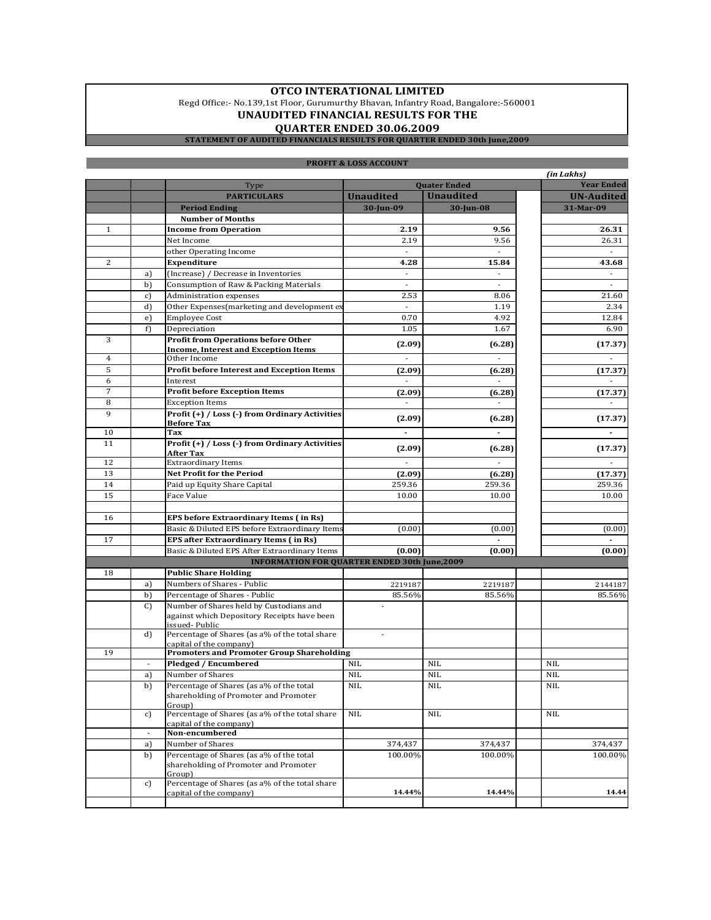# OTCO INTERATIONAL LIMITED

Regd Office:- No.139,1st Floor, Gurumurthy Bhavan, Infantry Road, Bangalore:-560001

## UNAUDITED FINANCIAL RESULTS FOR THE QUARTER ENDED 30.06.2009

**STATEMENT OF AUDITED FINANCIALS RESULTS FOR QUARTER ENDED 30th June,2009**

**PROFIT & LOSS ACCOUNT**

*(in Lakhs)*

| | | Type | Quater Ended | | | Year Ended |
|---|---|---|---|---|---|---|
| | | **PARTICULARS** | **Unaudited** | **Unaudited** | | **UN-Audited** |
| | | **Period Ending** | **30-Jun-09** | **30-Jun-08** | | **31-Mar-09** |
| | | **Number of Months** | | | | |
| 1 | | **Income from Operation** | **2.19** | **9.56** | | **26.31** |
| | | Net Income | 2.19 | 9.56 | | 26.31 |
| | | other Operating Income | - | - | | - |
| 2 | | **Expenditure** | **4.28** | **15.84** | | **43.68** |
| | a) | (Increase) / Decrease in Inventories | - | - | | - |
| | b) | Consumption of Raw & Packing Materials | - | - | | - |
| | c) | Administration expenses | 2.53 | 8.06 | | 21.60 |
| | d) | Other Expenses(marketing and development ex | - | 1.19 | | 2.34 |
| | e) | Employee Cost | 0.70 | 4.92 | | 12.84 |
| | f) | Depreciation | 1.05 | 1.67 | | 6.90 |
| 3 | | **Profit from Operations before Other Income, Interest and Exception Items** | **(2.09)** | **(6.28)** | | **(17.37)** |
| 4 | | Other Income | - | - | | - |
| 5 | | **Profit before Interest and Exception Items** | **(2.09)** | **(6.28)** | | **(17.37)** |
| 6 | | Interest | - | - | | - |
| 7 | | **Profit before Exception Items** | **(2.09)** | **(6.28)** | | **(17.37)** |
| 8 | | Exception Items | - | - | | - |
| 9 | | **Profit (+) / Loss (-) from Ordinary Activities Before Tax** | **(2.09)** | **(6.28)** | | **(17.37)** |
| 10 | | **Tax** | **-** | **-** | | **-** |
| 11 | | **Profit (+) / Loss (-) from Ordinary Activities After Tax** | **(2.09)** | **(6.28)** | | **(17.37)** |
| 12 | | Extraordinary Items | - | - | | - |
| 13 | | **Net Profit for the Period** | **(2.09)** | **(6.28)** | | **(17.37)** |
| 14 | | Paid up Equity Share Capital | 259.36 | 259.36 | | 259.36 |
| 15 | | Face Value | 10.00 | 10.00 | | 10.00 |
| | | | | | | |
| 16 | | **EPS before Extraordinary Items ( in Rs)** | | | | |
| | | Basic & Diluted EPS before Extraordinary Items | (0.00) | (0.00) | | (0.00) |
| 17 | | **EPS after Extraordinary Items ( in Rs)** | | **-** | | **-** |
| | | Basic & Diluted EPS After Extraordinary Items | **(0.00)** | **(0.00)** | | **(0.00)** |
| | | **INFORMATION FOR QUARTER ENDED 30th June,2009** | | | | |
| 18 | | **Public Share Holding** | | | | |
| | a) | Numbers of Shares - Public | 2219187 | 2219187 | | 2144187 |
| | b) | Percentage of Shares - Public | 85.56% | 85.56% | | 85.56% |
| | C) | Number of Shares held by Custodians and against which Depository Receipts have been issued- Public | - | | | |
| | d) | Percentage of Shares (as a% of the total share capital of the company) | - | | | |
| 19 | | **Promoters and Promoter Group Shareholding** | | | | |
| | - | **Pledged / Encumbered** | NIL | NIL | | NIL |
| | a) | Number of Shares | NIL | NIL | | NIL |
| | b) | Percentage of Shares (as a% of the total shareholding of Promoter and Promoter Group) | NIL | NIL | | NIL |
| | c) | Percentage of Shares (as a% of the total share capital of the company) | NIL | NIL | | NIL |
| | - | **Non-encumbered** | | | | |
| | a) | Number of Shares | 374,437 | 374,437 | | 374,437 |
| | b) | Percentage of Shares (as a% of the total shareholding of Promoter and Promoter Group) | 100.00% | 100.00% | | 100.00% |
| | c) | Percentage of Shares (as a% of the total share capital of the company) | **14.44%** | **14.44%** | | **14.44** |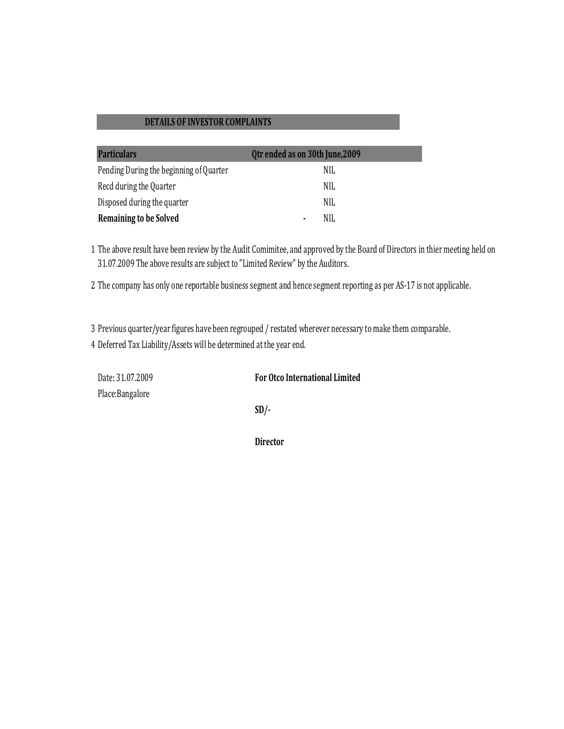## DETAILS OF INVESTOR COMPLAINTS

| Particulars | | Qtr ended as on 30th June,2009 |
|---|---|---|
| Pending During the beginning of Quarter | | NIL |
| Recd during the Quarter | | NIL |
| Disposed during the quarter | | NIL |
| **Remaining to be Solved** | - | NIL |

1. The above result have been review by the Audit Comimitee, and approved by the Board of Directors in thier meeting held on 31.07.2009 The above results are subject to "Limited Review" by the Auditors.
2. The company has only one reportable business segment and hence segment reporting as per AS-17 is not applicable.
3. Previous quarter/year figures have been regrouped / restated wherever necessary to make them comparable.
4. Deferred Tax Liability/Assets will be determined at the year end.

Date: 31.07.2009
Place:Bangalore

**For Otco International Limited**

**SD/-**

**Director**